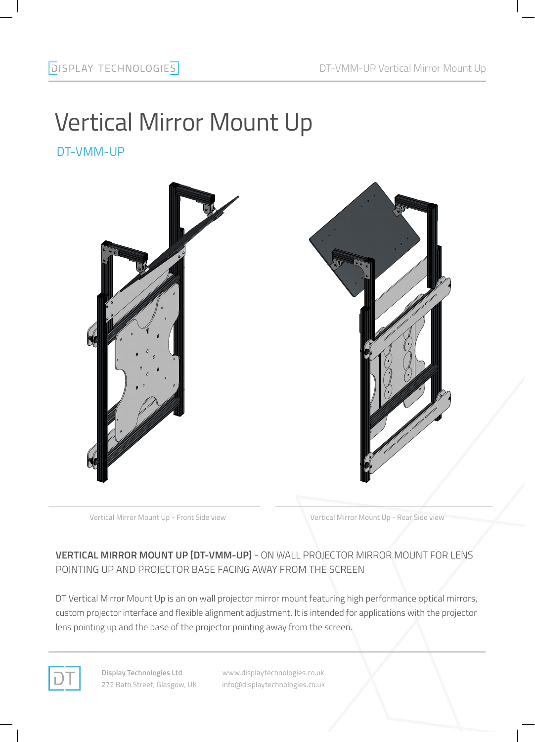# Vertical Mirror Mount Up

## DT-VMM-UP

Vertical Mirror Mount Up - Front Side view

Vertical Mirror Mount Up - Rear Side view

**VERTICAL MIRROR MOUNT UP [DT-VMM-UP]** - ON WALL PROJECTOR MIRROR MOUNT FOR LENS POINTING UP AND PROJECTOR BASE FACING AWAY FROM THE SCREEN

DT Vertical Mirror Mount Up is an on wall projector mirror mount featuring high performance optical mirrors, custom projector interface and flexible alignment adjustment. It is intended for applications with the projector lens pointing up and the base of the projector pointing away from the screen.

**Display Technologies Ltd**
272 Bath Street, Glasgow, UK

www.displaytechnologies.co.uk
info@displaytechnologies.co.uk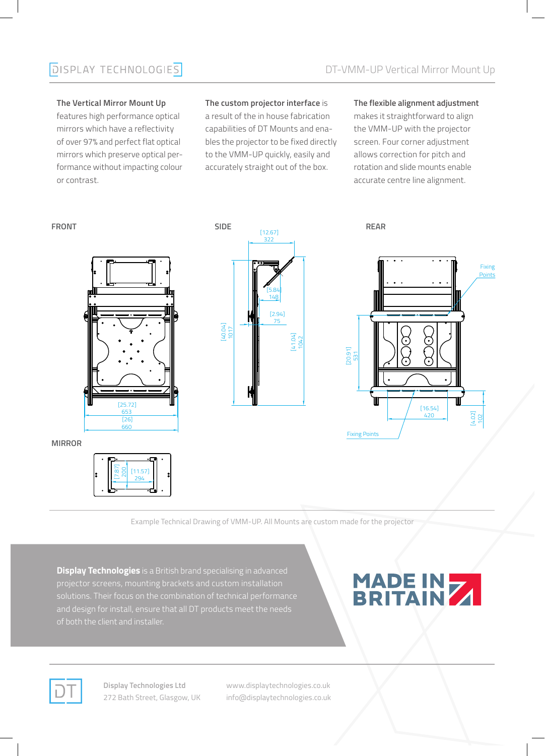The Vertical Mirror Mount Up features high performance optical mirrors which have a reflectivity of over 97% and perfect flat optical mirrors which preserve optical performance without impacting colour or contrast.

The custom projector interface is a result of the in house fabrication capabilities of DT Mounts and enables the projector to be fixed directly to the VMM-UP quickly, easily and accurately straight out of the box.

The flexible alignment adjustment makes it straightforward to align the VMM-UP with the projector screen. Four corner adjustment allows correction for pitch and rotation and slide mounts enable accurate centre line alignment.

FRONT

[25.72]
653
[26]
660

SIDE

[12.67]
322
[5.84]
148
[2.94]
75
[40.04]
1017
[41.04]
1042

REAR

Fixing Points
[20.91]
531
[16.54]
420
[4.02]
102
Fixing Points

MIRROR

[7.87]
200
[11.57]
294

Example Technical Drawing of VMM-UP. All Mounts are custom made for the projector

**Display Technologies** is a British brand specialising in advanced projector screens, mounting brackets and custom installation solutions. Their focus on the combination of technical performance and design for install, ensure that all DT products meet the needs of both the client and installer.

MADE IN BRITAIN

Display Technologies Ltd
272 Bath Street, Glasgow, UK

www.displaytechnologies.co.uk
info@displaytechnologies.co.uk